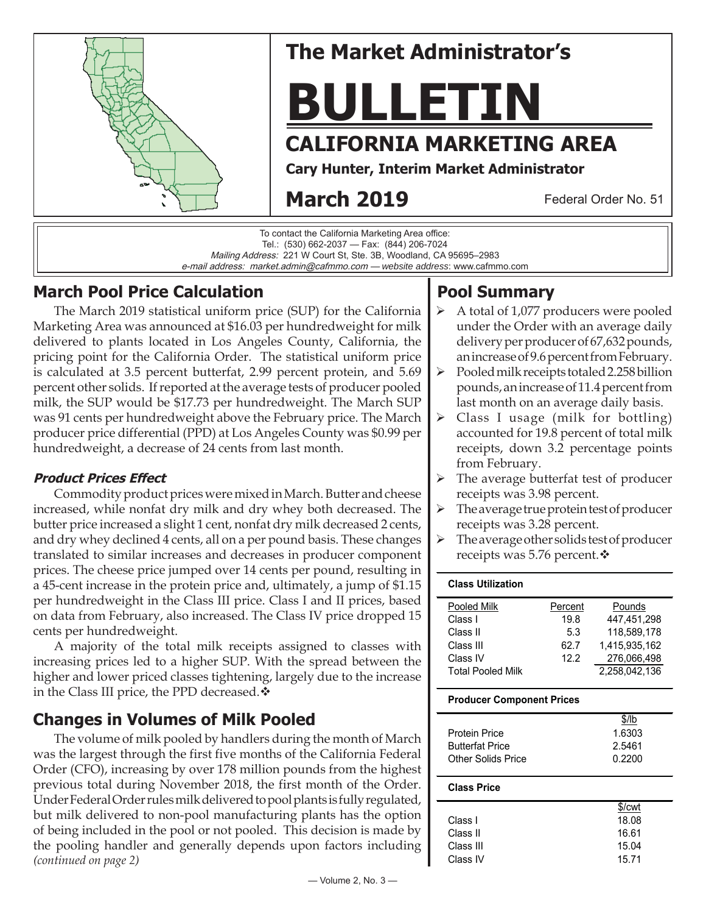# The Market Administrator's

# BULLETIN

## CALIFORNIA MARKETING AREA

**Cary Hunter, Interim Market Administrator**

**March 2019** Federal Order No. 51

To contact the California Marketing Area office:
Tel.: (530) 662-2037 — Fax: (844) 206-7024
*Mailing Address:* 221 W Court St, Ste. 3B, Woodland, CA 95695–2983
*e-mail address:* market.admin@cafmmo.com — *website address*: www.cafmmo.com

## March Pool Price Calculation

The March 2019 statistical uniform price (SUP) for the California Marketing Area was announced at $16.03 per hundredweight for milk delivered to plants located in Los Angeles County, California, the pricing point for the California Order. The statistical uniform price is calculated at 3.5 percent butterfat, 2.99 percent protein, and 5.69 percent other solids. If reported at the average tests of producer pooled milk, the SUP would be $17.73 per hundredweight. The March SUP was 91 cents per hundredweight above the February price. The March producer price differential (PPD) at Los Angeles County was $0.99 per hundredweight, a decrease of 24 cents from last month.

### *Product Prices Effect*

Commodity product prices were mixed in March. Butter and cheese increased, while nonfat dry milk and dry whey both decreased. The butter price increased a slight 1 cent, nonfat dry milk decreased 2 cents, and dry whey declined 4 cents, all on a per pound basis. These changes translated to similar increases and decreases in producer component prices. The cheese price jumped over 14 cents per pound, resulting in a 45-cent increase in the protein price and, ultimately, a jump of $1.15 per hundredweight in the Class III price. Class I and II prices, based on data from February, also increased. The Class IV price dropped 15 cents per hundredweight.

A majority of the total milk receipts assigned to classes with increasing prices led to a higher SUP. With the spread between the higher and lower priced classes tightening, largely due to the increase in the Class III price, the PPD decreased.❖

## Changes in Volumes of Milk Pooled

The volume of milk pooled by handlers during the month of March was the largest through the first five months of the California Federal Order (CFO), increasing by over 178 million pounds from the highest previous total during November 2018, the first month of the Order. Under Federal Order rules milk delivered to pool plants is fully regulated, but milk delivered to non-pool manufacturing plants has the option of being included in the pool or not pooled. This decision is made by the pooling handler and generally depends upon factors including *(continued on page 2)*

## Pool Summary

- A total of 1,077 producers were pooled under the Order with an average daily delivery per producer of 67,632 pounds, an increase of 9.6 percent from February.
- Pooled milk receipts totaled 2.258 billion pounds, an increase of 11.4 percent from last month on an average daily basis.
- Class I usage (milk for bottling) accounted for 19.8 percent of total milk receipts, down 3.2 percentage points from February.
- The average butterfat test of producer receipts was 3.98 percent.
- The average true protein test of producer receipts was 3.28 percent.
- The average other solids test of producer receipts was 5.76 percent.❖

**Class Utilization**

| Pooled Milk | Percent | Pounds |
|---|---|---|
| Class I | 19.8 | 447,451,298 |
| Class II | 5.3 | 118,589,178 |
| Class III | 62.7 | 1,415,935,162 |
| Class IV | 12.2 | 276,066,498 |
| Total Pooled Milk | | 2,258,042,136 |

**Producer Component Prices**

| | $/lb |
|---|---|
| Protein Price | 1.6303 |
| Butterfat Price | 2.5461 |
| Other Solids Price | 0.2200 |

**Class Price**

| | $/cwt |
|---|---|
| Class I | 18.08 |
| Class II | 16.61 |
| Class III | 15.04 |
| Class IV | 15.71 |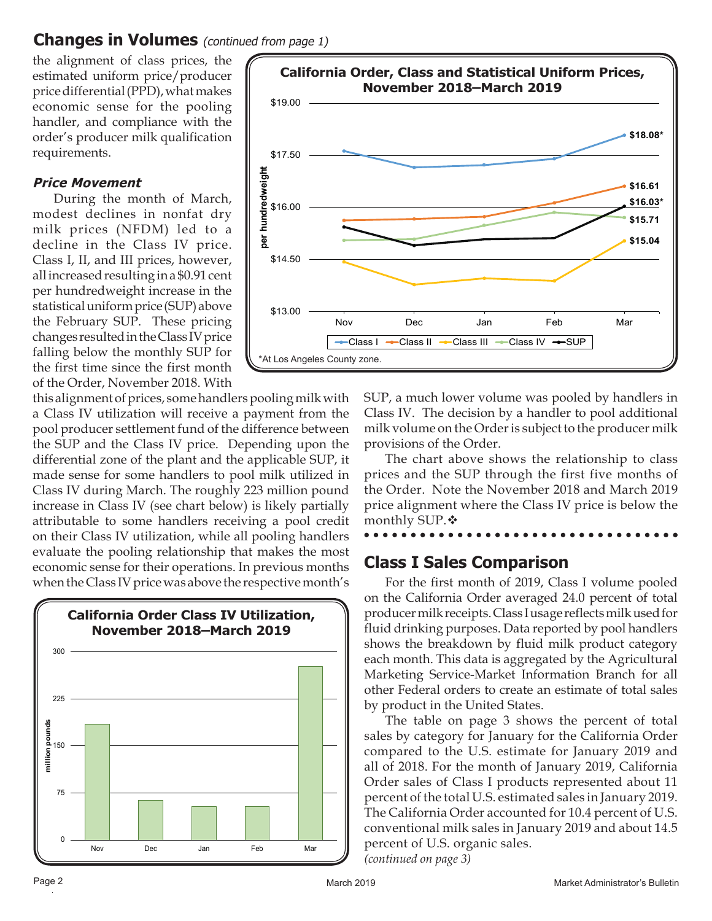## Changes in Volumes *(continued from page 1)*

the alignment of class prices, the estimated uniform price/producer price differential (PPD), what makes economic sense for the pooling handler, and compliance with the order's producer milk qualification requirements.

### *Price Movement*

During the month of March, modest declines in nonfat dry milk prices (NFDM) led to a decline in the Class IV price. Class I, II, and III prices, however, all increased resulting in a $0.91 cent per hundredweight increase in the statistical uniform price (SUP) above the February SUP. These pricing changes resulted in the Class IV price falling below the monthly SUP for the first time since the first month of the Order, November 2018. With this alignment of prices, some handlers pooling milk with a Class IV utilization will receive a payment from the pool producer settlement fund of the difference between the SUP and the Class IV price. Depending upon the differential zone of the plant and the applicable SUP, it made sense for some handlers to pool milk utilized in Class IV during March. The roughly 223 million pound increase in Class IV (see chart below) is likely partially attributable to some handlers receiving a pool credit on their Class IV utilization, while all pooling handlers evaluate the pooling relationship that makes the most economic sense for their operations. In previous months when the Class IV price was above the respective month's SUP, a much lower volume was pooled by handlers in Class IV. The decision by a handler to pool additional milk volume on the Order is subject to the producer milk provisions of the Order.

The chart above shows the relationship to class prices and the SUP through the first five months of the Order. Note the November 2018 and March 2019 price alignment where the Class IV price is below the monthly SUP.❖

**California Order, Class and Statistical Uniform Prices, November 2018–March 2019**

| per hundredweight | Nov | Dec | Jan | Feb | Mar |
|---|---|---|---|---|---|
| Class I | | | | | $18.08* |
| Class II | | | | | $16.61 |
| SUP | | | | | $16.03* |
| Class IV | | | | | $15.71 |
| Class III | | | | | $15.04 |

*At Los Angeles County zone.

**California Order Class IV Utilization, November 2018–March 2019**

(million pounds; bars for Nov, Dec, Jan, Feb, Mar)

## Class I Sales Comparison

For the first month of 2019, Class I volume pooled on the California Order averaged 24.0 percent of total producer milk receipts. Class I usage reflects milk used for fluid drinking purposes. Data reported by pool handlers shows the breakdown by fluid milk product category each month. This data is aggregated by the Agricultural Marketing Service-Market Information Branch for all other Federal orders to create an estimate of total sales by product in the United States.

The table on page 3 shows the percent of total sales by category for January for the California Order compared to the U.S. estimate for January 2019 and all of 2018. For the month of January 2019, California Order sales of Class I products represented about 11 percent of the total U.S. estimated sales in January 2019. The California Order accounted for 10.4 percent of U.S. conventional milk sales in January 2019 and about 14.5 percent of U.S. organic sales.

*(continued on page 3)*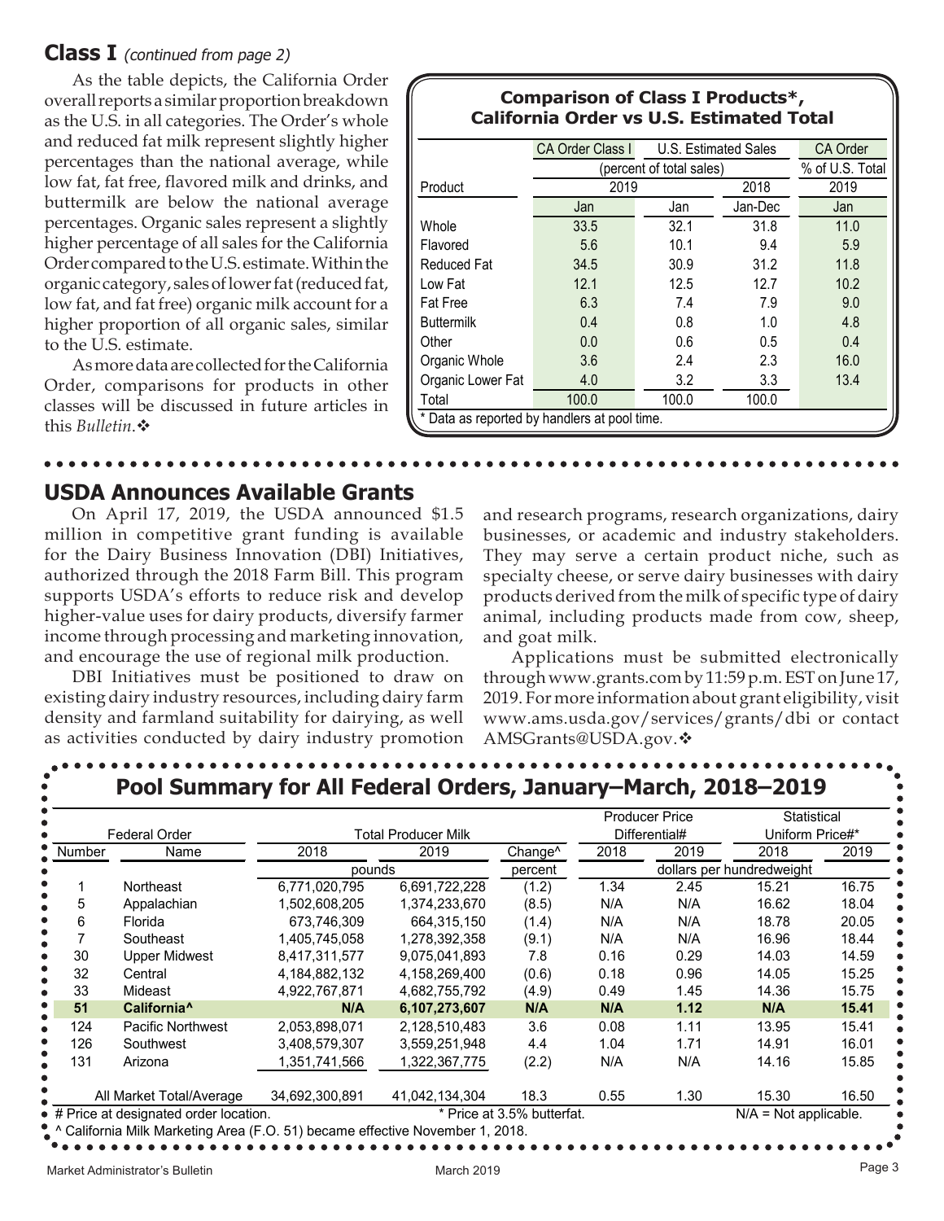## Class I *(continued from page 2)*

As the table depicts, the California Order overall reports a similar proportion breakdown as the U.S. in all categories. The Order's whole and reduced fat milk represent slightly higher percentages than the national average, while low fat, fat free, flavored milk and drinks, and buttermilk are below the national average percentages. Organic sales represent a slightly higher percentage of all sales for the California Order compared to the U.S. estimate. Within the organic category, sales of lower fat (reduced fat, low fat, and fat free) organic milk account for a higher proportion of all organic sales, similar to the U.S. estimate.

As more data are collected for the California Order, comparisons for products in other classes will be discussed in future articles in this *Bulletin*.❖

**Comparison of Class I Products\*, California Order vs U.S. Estimated Total**

| | CA Order Class I | U.S. Estimated Sales | | CA Order |
|---|---|---|---|---|
| | (percent of total sales) | | | % of U.S. Total |
| Product | 2019 | | 2018 | 2019 |
| | Jan | Jan | Jan-Dec | Jan |
| Whole | 33.5 | 32.1 | 31.8 | 11.0 |
| Flavored | 5.6 | 10.1 | 9.4 | 5.9 |
| Reduced Fat | 34.5 | 30.9 | 31.2 | 11.8 |
| Low Fat | 12.1 | 12.5 | 12.7 | 10.2 |
| Fat Free | 6.3 | 7.4 | 7.9 | 9.0 |
| Buttermilk | 0.4 | 0.8 | 1.0 | 4.8 |
| Other | 0.0 | 0.6 | 0.5 | 0.4 |
| Organic Whole | 3.6 | 2.4 | 2.3 | 16.0 |
| Organic Lower Fat | 4.0 | 3.2 | 3.3 | 13.4 |
| Total | 100.0 | 100.0 | 100.0 | |

\* Data as reported by handlers at pool time.

## USDA Announces Available Grants

On April 17, 2019, the USDA announced $1.5 million in competitive grant funding is available for the Dairy Business Innovation (DBI) Initiatives, authorized through the 2018 Farm Bill. This program supports USDA's efforts to reduce risk and develop higher-value uses for dairy products, diversify farmer income through processing and marketing innovation, and encourage the use of regional milk production.

DBI Initiatives must be positioned to draw on existing dairy industry resources, including dairy farm density and farmland suitability for dairying, as well as activities conducted by dairy industry promotion and research programs, research organizations, dairy businesses, or academic and industry stakeholders. They may serve a certain product niche, such as specialty cheese, or serve dairy businesses with dairy products derived from the milk of specific type of dairy animal, including products made from cow, sheep, and goat milk.

Applications must be submitted electronically through www.grants.com by 11:59 p.m. EST on June 17, 2019. For more information about grant eligibility, visit www.ams.usda.gov/services/grants/dbi or contact AMSGrants@USDA.gov.❖

## Pool Summary for All Federal Orders, January–March, 2018–2019

| Federal Order | | Total Producer Milk | | | Producer Price Differential# | | Statistical Uniform Price#\* | |
|---|---|---|---|---|---|---|---|---|
| Number | Name | 2018 | 2019 | Change^ | 2018 | 2019 | 2018 | 2019 |
| | | pounds | | percent | dollars per hundredweight | | | |
| 1 | Northeast | 6,771,020,795 | 6,691,722,228 | (1.2) | 1.34 | 2.45 | 15.21 | 16.75 |
| 5 | Appalachian | 1,502,608,205 | 1,374,233,670 | (8.5) | N/A | N/A | 16.62 | 18.04 |
| 6 | Florida | 673,746,309 | 664,315,150 | (1.4) | N/A | N/A | 18.78 | 20.05 |
| 7 | Southeast | 1,405,745,058 | 1,278,392,358 | (9.1) | N/A | N/A | 16.96 | 18.44 |
| 30 | Upper Midwest | 8,417,311,577 | 9,075,041,893 | 7.8 | 0.16 | 0.29 | 14.03 | 14.59 |
| 32 | Central | 4,184,882,132 | 4,158,269,400 | (0.6) | 0.18 | 0.96 | 14.05 | 15.25 |
| 33 | Mideast | 4,922,767,871 | 4,682,755,792 | (4.9) | 0.49 | 1.45 | 14.36 | 15.75 |
| **51** | **California^** | **N/A** | **6,107,273,607** | **N/A** | **N/A** | **1.12** | **N/A** | **15.41** |
| 124 | Pacific Northwest | 2,053,898,071 | 2,128,510,483 | 3.6 | 0.08 | 1.11 | 13.95 | 15.41 |
| 126 | Southwest | 3,408,579,307 | 3,559,251,948 | 4.4 | 1.04 | 1.71 | 14.91 | 16.01 |
| 131 | Arizona | 1,351,741,566 | 1,322,367,775 | (2.2) | N/A | N/A | 14.16 | 15.85 |
| All Market Total/Average | | 34,692,300,891 | 41,042,134,304 | 18.3 | 0.55 | 1.30 | 15.30 | 16.50 |

\# Price at designated order location. \* Price at 3.5% butterfat. N/A = Not applicable.
^ California Milk Marketing Area (F.O. 51) became effective November 1, 2018.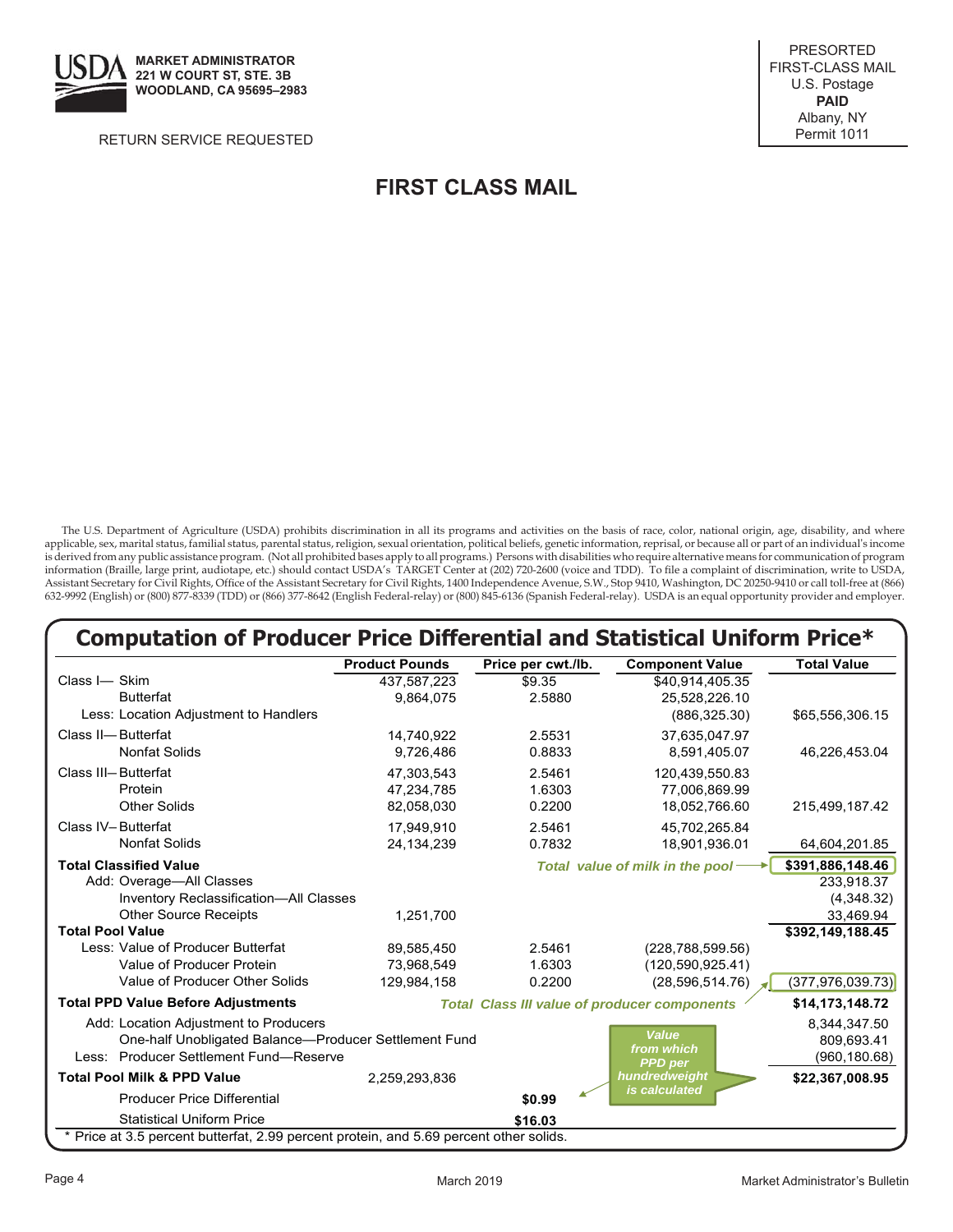USDA

**MARKET ADMINISTRATOR**
**221 W COURT ST, STE. 3B**
**WOODLAND, CA 95695–2983**

RETURN SERVICE REQUESTED

PRESORTED
FIRST-CLASS MAIL
U.S. Postage
**PAID**
Albany, NY
Permit 1011

## FIRST CLASS MAIL

The U.S. Department of Agriculture (USDA) prohibits discrimination in all its programs and activities on the basis of race, color, national origin, age, disability, and where applicable, sex, marital status, familial status, parental status, religion, sexual orientation, political beliefs, genetic information, reprisal, or because all or part of an individual's income is derived from any public assistance program. (Not all prohibited bases apply to all programs.) Persons with disabilities who require alternative means for communication of program information (Braille, large print, audiotape, etc.) should contact USDA's TARGET Center at (202) 720-2600 (voice and TDD). To file a complaint of discrimination, write to USDA, Assistant Secretary for Civil Rights, Office of the Assistant Secretary for Civil Rights, 1400 Independence Avenue, S.W., Stop 9410, Washington, DC 20250-9410 or call toll-free at (866) 632-9992 (English) or (800) 877-8339 (TDD) or (866) 377-8642 (English Federal-relay) or (800) 845-6136 (Spanish Federal-relay). USDA is an equal opportunity provider and employer.

## Computation of Producer Price Differential and Statistical Uniform Price*

| | Product Pounds | Price per cwt./lb. | Component Value | Total Value |
|---|---|---|---|---|
| Class I— Skim | 437,587,223 | $9.35 | $40,914,405.35 | |
| Butterfat | 9,864,075 | 2.5880 | 25,528,226.10 | |
| Less: Location Adjustment to Handlers | | | (886,325.30) | $65,556,306.15 |
| Class II— Butterfat | 14,740,922 | 2.5531 | 37,635,047.97 | |
| Nonfat Solids | 9,726,486 | 0.8833 | 8,591,405.07 | 46,226,453.04 |
| Class III— Butterfat | 47,303,543 | 2.5461 | 120,439,550.83 | |
| Protein | 47,234,785 | 1.6303 | 77,006,869.99 | |
| Other Solids | 82,058,030 | 0.2200 | 18,052,766.60 | 215,499,187.42 |
| Class IV— Butterfat | 17,949,910 | 2.5461 | 45,702,265.84 | |
| Nonfat Solids | 24,134,239 | 0.7832 | 18,901,936.01 | 64,604,201.85 |
| **Total Classified Value** | | | *Total value of milk in the pool* → | **$391,886,148.46** |
| Add: Overage—All Classes | | | | 233,918.37 |
| Inventory Reclassification—All Classes | | | | (4,348.32) |
| Other Source Receipts | 1,251,700 | | | 33,469.94 |
| **Total Pool Value** | | | | **$392,149,188.45** |
| Less: Value of Producer Butterfat | 89,585,450 | 2.5461 | (228,788,599.56) | |
| Value of Producer Protein | 73,968,549 | 1.6303 | (120,590,925.41) | |
| Value of Producer Other Solids | 129,984,158 | 0.2200 | (28,596,514.76) | (377,976,039.73) |
| **Total PPD Value Before Adjustments** | | *Total Class III value of producer components* | | **$14,173,148.72** |
| Add: Location Adjustment to Producers | | | | 8,344,347.50 |
| One-half Unobligated Balance—Producer Settlement Fund | | | | 809,693.41 |
| Less: Producer Settlement Fund—Reserve | | | | (960,180.68) |
| **Total Pool Milk & PPD Value** | 2,259,293,836 | | | **$22,367,008.95** |
| Producer Price Differential | | **$0.99** | | |
| Statistical Uniform Price | | **$16.03** | | |

*Value from which PPD per hundredweight is calculated*

\* Price at 3.5 percent butterfat, 2.99 percent protein, and 5.69 percent other solids.